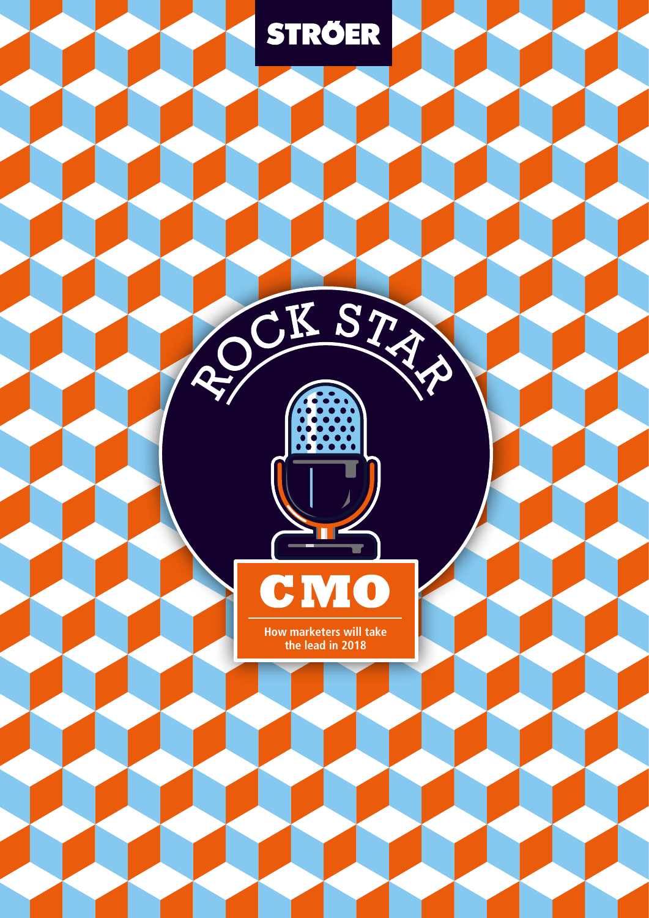STRÖER

# ROCK STAR CMO

How marketers will take the lead in 2018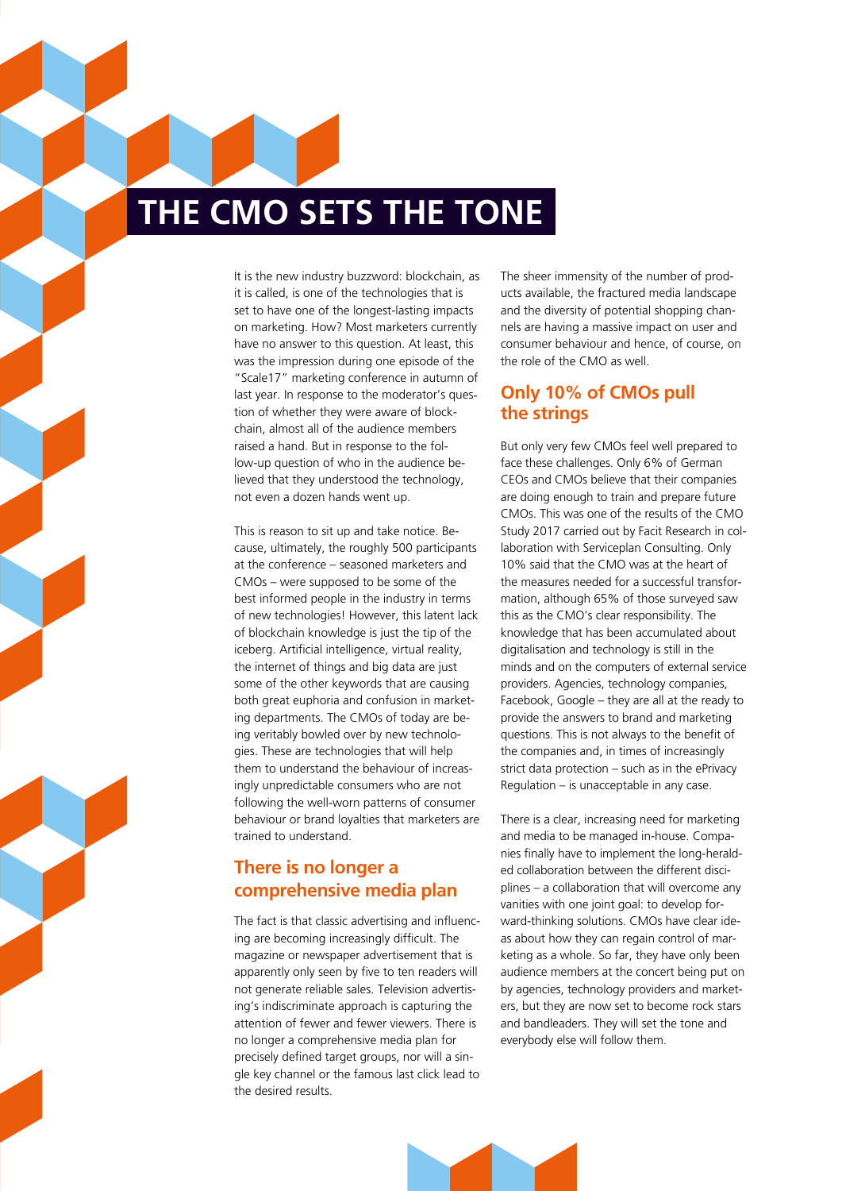# THE CMO SETS THE TONE

It is the new industry buzzword: blockchain, as it is called, is one of the technologies that is set to have one of the longest-lasting impacts on marketing. How? Most marketers currently have no answer to this question. At least, this was the impression during one episode of the "Scale17" marketing conference in autumn of last year. In response to the moderator's question of whether they were aware of blockchain, almost all of the audience members raised a hand. But in response to the follow-up question of who in the audience believed that they understood the technology, not even a dozen hands went up.

This is reason to sit up and take notice. Because, ultimately, the roughly 500 participants at the conference – seasoned marketers and CMOs – were supposed to be some of the best informed people in the industry in terms of new technologies! However, this latent lack of blockchain knowledge is just the tip of the iceberg. Artificial intelligence, virtual reality, the internet of things and big data are just some of the other keywords that are causing both great euphoria and confusion in marketing departments. The CMOs of today are being veritably bowled over by new technologies. These are technologies that will help them to understand the behaviour of increasingly unpredictable consumers who are not following the well-worn patterns of consumer behaviour or brand loyalties that marketers are trained to understand.

## There is no longer a comprehensive media plan

The fact is that classic advertising and influencing are becoming increasingly difficult. The magazine or newspaper advertisement that is apparently only seen by five to ten readers will not generate reliable sales. Television advertising's indiscriminate approach is capturing the attention of fewer and fewer viewers. There is no longer a comprehensive media plan for precisely defined target groups, nor will a single key channel or the famous last click lead to the desired results.

The sheer immensity of the number of products available, the fractured media landscape and the diversity of potential shopping channels are having a massive impact on user and consumer behaviour and hence, of course, on the role of the CMO as well.

## Only 10% of CMOs pull the strings

But only very few CMOs feel well prepared to face these challenges. Only 6% of German CEOs and CMOs believe that their companies are doing enough to train and prepare future CMOs. This was one of the results of the CMO Study 2017 carried out by Facit Research in collaboration with Serviceplan Consulting. Only 10% said that the CMO was at the heart of the measures needed for a successful transformation, although 65% of those surveyed saw this as the CMO's clear responsibility. The knowledge that has been accumulated about digitalisation and technology is still in the minds and on the computers of external service providers. Agencies, technology companies, Facebook, Google – they are all at the ready to provide the answers to brand and marketing questions. This is not always to the benefit of the companies and, in times of increasingly strict data protection – such as in the ePrivacy Regulation – is unacceptable in any case.

There is a clear, increasing need for marketing and media to be managed in-house. Companies finally have to implement the long-heralded collaboration between the different disciplines – a collaboration that will overcome any vanities with one joint goal: to develop forward-thinking solutions. CMOs have clear ideas about how they can regain control of marketing as a whole. So far, they have only been audience members at the concert being put on by agencies, technology providers and marketers, but they are now set to become rock stars and bandleaders. They will set the tone and everybody else will follow them.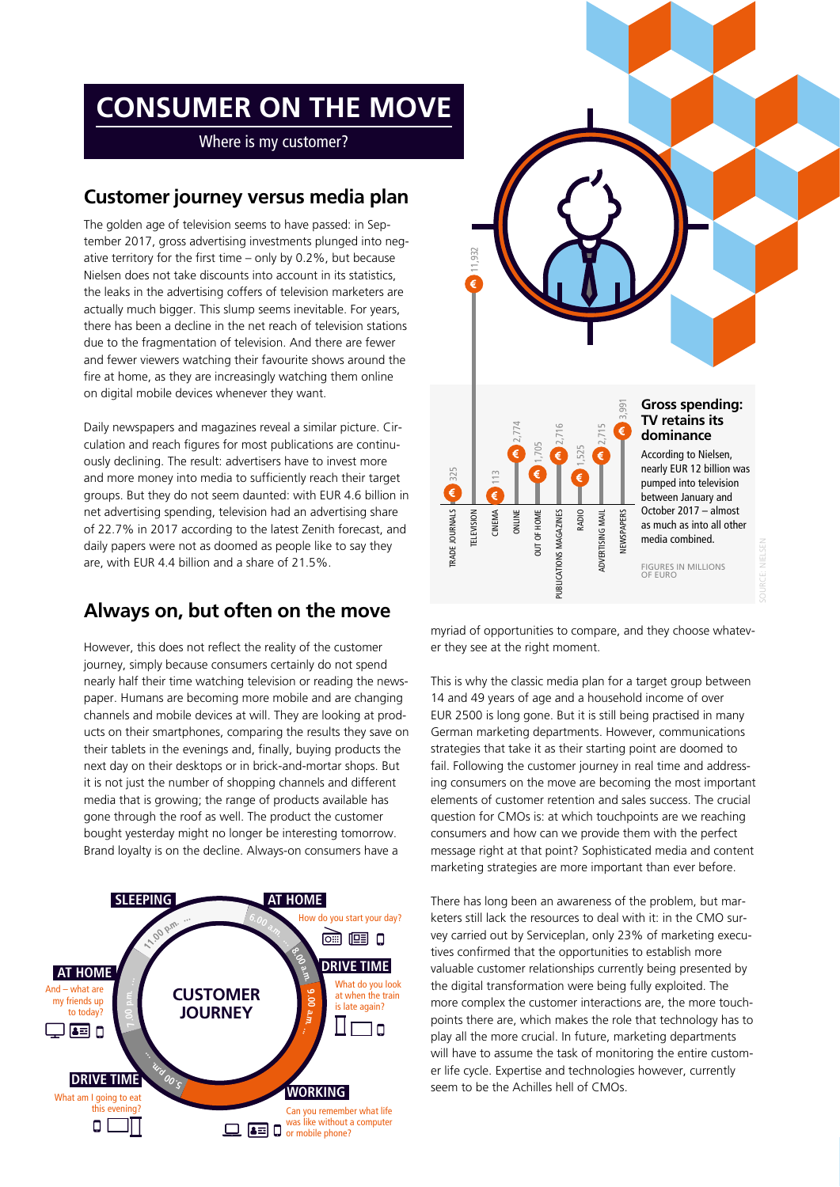# CONSUMER ON THE MOVE

Where is my customer?

## Customer journey versus media plan

The golden age of television seems to have passed: in September 2017, gross advertising investments plunged into negative territory for the first time – only by 0.2%, but because Nielsen does not take discounts into account in its statistics, the leaks in the advertising coffers of television marketers are actually much bigger. This slump seems inevitable. For years, there has been a decline in the net reach of television stations due to the fragmentation of television. And there are fewer and fewer viewers watching their favourite shows around the fire at home, as they are increasingly watching them online on digital mobile devices whenever they want.

Daily newspapers and magazines reveal a similar picture. Circulation and reach figures for most publications are continuously declining. The result: advertisers have to invest more and more money into media to sufficiently reach their target groups. But they do not seem daunted: with EUR 4.6 billion in net advertising spending, television had an advertising share of 22.7% in 2017 according to the latest Zenith forecast, and daily papers were not as doomed as people like to say they are, with EUR 4.4 billion and a share of 21.5%.

### Gross spending: TV retains its dominance

According to Nielsen, nearly EUR 12 billion was pumped into television between January and October 2017 – almost as much as into all other media combined.

| Medium | Figures in millions of euro |
|---|---|
| Trade journals | 325 |
| Television | 11,932 |
| Cinema | 113 |
| Online | 2,774 |
| Out of home | 1,705 |
| Publications magazines | 2,716 |
| Radio | 1,525 |
| Advertising mail | 2,715 |
| Newspapers | 3,991 |

FIGURES IN MILLIONS OF EURO

SOURCE: NIELSEN

## Always on, but often on the move

However, this does not reflect the reality of the customer journey, simply because consumers certainly do not spend nearly half their time watching television or reading the newspaper. Humans are becoming more mobile and are changing channels and mobile devices at will. They are looking at products on their smartphones, comparing the results they save on their tablets in the evenings and, finally, buying products the next day on their desktops or in brick-and-mortar shops. But it is not just the number of shopping channels and different media that is growing; the range of products available has gone through the roof as well. The product the customer bought yesterday might no longer be interesting tomorrow. Brand loyalty is on the decline. Always-on consumers have a myriad of opportunities to compare, and they choose whatever they see at the right moment.

This is why the classic media plan for a target group between 14 and 49 years of age and a household income of over EUR 2500 is long gone. But it is still being practised in many German marketing departments. However, communications strategies that take it as their starting point are doomed to fail. Following the customer journey in real time and addressing consumers on the move are becoming the most important elements of customer retention and sales success. The crucial question for CMOs is: at which touchpoints are we reaching consumers and how can we provide them with the perfect message right at that point? Sophisticated media and content marketing strategies are more important than ever before.

There has long been an awareness of the problem, but marketers still lack the resources to deal with it: in the CMO survey carried out by Serviceplan, only 23% of marketing executives confirmed that the opportunities to establish more valuable customer relationships currently being presented by the digital transformation were being fully exploited. The more complex the customer interactions are, the more touchpoints there are, which makes the role that technology has to play all the more crucial. In future, marketing departments will have to assume the task of monitoring the entire customer life cycle. Expertise and technologies however, currently seem to be the Achilles hell of CMOs.

### CUSTOMER JOURNEY

- **AT HOME** (6.00 a.m. ... 8.00 a.m.): How do you start your day?
- **DRIVE TIME** (8.00 a.m. ... 9.00 a.m.): What do you look at when the train is late again?
- **WORKING** (9.00 a.m. ... 5.00 p.m.): Can you remember what life was like without a computer or mobile phone?
- **DRIVE TIME** (5.00 p.m. ... 7.00 p.m.): What am I going to eat this evening?
- **AT HOME** (7.00 p.m. ... 11.00 p.m.): And – what are my friends up to today?
- **SLEEPING** (11.00 p.m. ... 6.00 a.m.)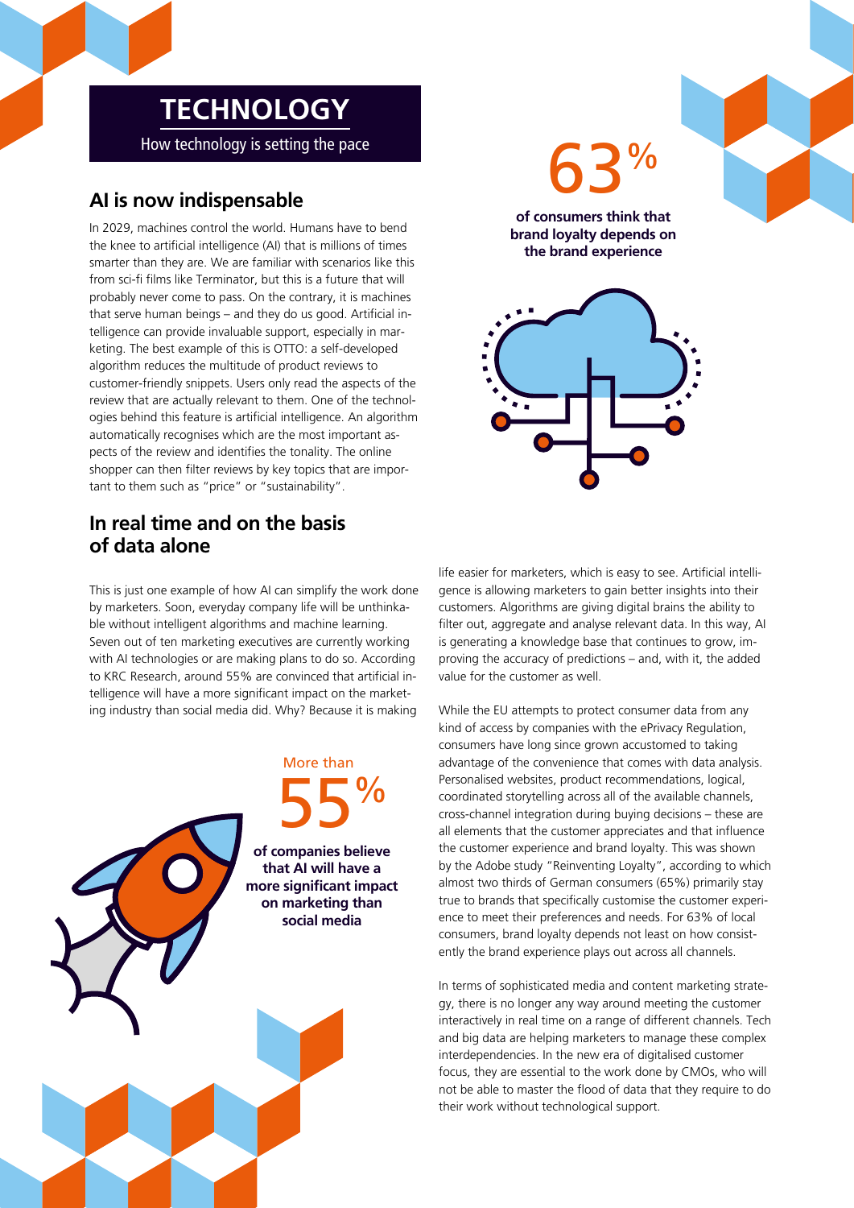# TECHNOLOGY

How technology is setting the pace

## AI is now indispensable

In 2029, machines control the world. Humans have to bend the knee to artificial intelligence (AI) that is millions of times smarter than they are. We are familiar with scenarios like this from sci-fi films like Terminator, but this is a future that will probably never come to pass. On the contrary, it is machines that serve human beings – and they do us good. Artificial intelligence can provide invaluable support, especially in marketing. The best example of this is OTTO: a self-developed algorithm reduces the multitude of product reviews to customer-friendly snippets. Users only read the aspects of the review that are actually relevant to them. One of the technologies behind this feature is artificial intelligence. An algorithm automatically recognises which are the most important aspects of the review and identifies the tonality. The online shopper can then filter reviews by key topics that are important to them such as "price" or "sustainability".

**63%**

**of consumers think that brand loyalty depends on the brand experience**

## In real time and on the basis of data alone

This is just one example of how AI can simplify the work done by marketers. Soon, everyday company life will be unthinkable without intelligent algorithms and machine learning. Seven out of ten marketing executives are currently working with AI technologies or are making plans to do so. According to KRC Research, around 55% are convinced that artificial intelligence will have a more significant impact on the marketing industry than social media did. Why? Because it is making life easier for marketers, which is easy to see. Artificial intelligence is allowing marketers to gain better insights into their customers. Algorithms are giving digital brains the ability to filter out, aggregate and analyse relevant data. In this way, AI is generating a knowledge base that continues to grow, improving the accuracy of predictions – and, with it, the added value for the customer as well.

More than **55%**

**of companies believe that AI will have a more significant impact on marketing than social media**

While the EU attempts to protect consumer data from any kind of access by companies with the ePrivacy Regulation, consumers have long since grown accustomed to taking advantage of the convenience that comes with data analysis. Personalised websites, product recommendations, logical, coordinated storytelling across all of the available channels, cross-channel integration during buying decisions – these are all elements that the customer appreciates and that influence the customer experience and brand loyalty. This was shown by the Adobe study "Reinventing Loyalty", according to which almost two thirds of German consumers (65%) primarily stay true to brands that specifically customise the customer experience to meet their preferences and needs. For 63% of local consumers, brand loyalty depends not least on how consistently the brand experience plays out across all channels.

In terms of sophisticated media and content marketing strategy, there is no longer any way around meeting the customer interactively in real time on a range of different channels. Tech and big data are helping marketers to manage these complex interdependencies. In the new era of digitalised customer focus, they are essential to the work done by CMOs, who will not be able to master the flood of data that they require to do their work without technological support.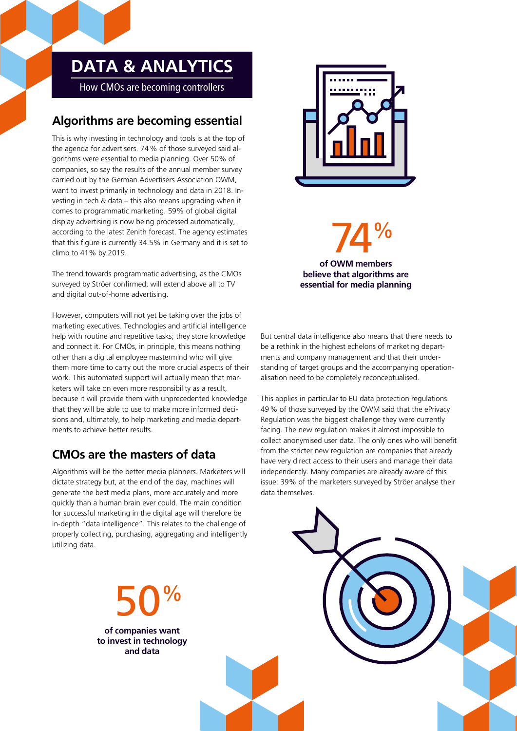# DATA & ANALYTICS

How CMOs are becoming controllers

## Algorithms are becoming essential

This is why investing in technology and tools is at the top of the agenda for advertisers. 74 % of those surveyed said algorithms were essential to media planning. Over 50% of companies, so say the results of the annual member survey carried out by the German Advertisers Association OWM, want to invest primarily in technology and data in 2018. Investing in tech & data – this also means upgrading when it comes to programmatic marketing. 59% of global digital display advertising is now being processed automatically, according to the latest Zenith forecast. The agency estimates that this figure is currently 34.5% in Germany and it is set to climb to 41% by 2019.

The trend towards programmatic advertising, as the CMOs surveyed by Ströer confirmed, will extend above all to TV and digital out-of-home advertising.

However, computers will not yet be taking over the jobs of marketing executives. Technologies and artificial intelligence help with routine and repetitive tasks; they store knowledge and connect it. For CMOs, in principle, this means nothing other than a digital employee mastermind who will give them more time to carry out the more crucial aspects of their work. This automated support will actually mean that marketers will take on even more responsibility as a result, because it will provide them with unprecedented knowledge that they will be able to use to make more informed decisions and, ultimately, to help marketing and media departments to achieve better results.

## CMOs are the masters of data

Algorithms will be the better media planners. Marketers will dictate strategy but, at the end of the day, machines will generate the best media plans, more accurately and more quickly than a human brain ever could. The main condition for successful marketing in the digital age will therefore be in-depth "data intelligence". This relates to the challenge of properly collecting, purchasing, aggregating and intelligently utilizing data.

**50%**

**of companies want to invest in technology and data**

**74%**

**of OWM members believe that algorithms are essential for media planning**

But central data intelligence also means that there needs to be a rethink in the highest echelons of marketing departments and company management and that their understanding of target groups and the accompanying operationalisation need to be completely reconceptualised.

This applies in particular to EU data protection regulations. 49 % of those surveyed by the OWM said that the ePrivacy Regulation was the biggest challenge they were currently facing. The new regulation makes it almost impossible to collect anonymised user data. The only ones who will benefit from the stricter new regulation are companies that already have very direct access to their users and manage their data independently. Many companies are already aware of this issue: 39% of the marketers surveyed by Ströer analyse their data themselves.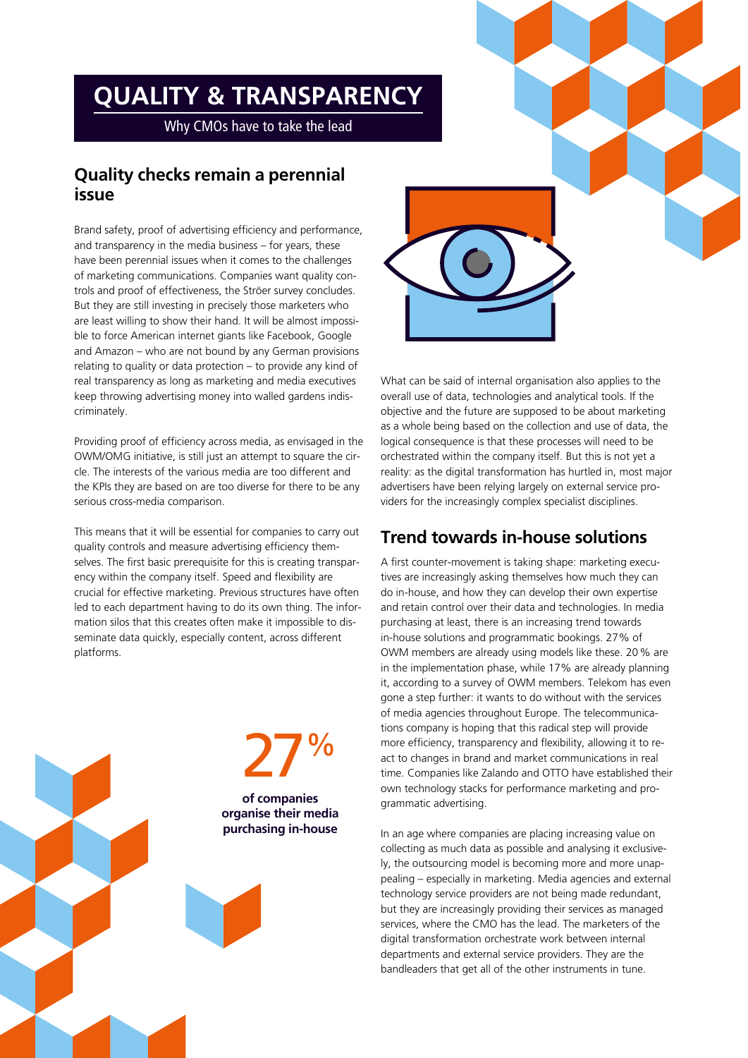# QUALITY & TRANSPARENCY

Why CMOs have to take the lead

## Quality checks remain a perennial issue

Brand safety, proof of advertising efficiency and performance, and transparency in the media business – for years, these have been perennial issues when it comes to the challenges of marketing communications. Companies want quality controls and proof of effectiveness, the Ströer survey concludes. But they are still investing in precisely those marketers who are least willing to show their hand. It will be almost impossible to force American internet giants like Facebook, Google and Amazon – who are not bound by any German provisions relating to quality or data protection – to provide any kind of real transparency as long as marketing and media executives keep throwing advertising money into walled gardens indiscriminately.

Providing proof of efficiency across media, as envisaged in the OWM/OMG initiative, is still just an attempt to square the circle. The interests of the various media are too different and the KPIs they are based on are too diverse for there to be any serious cross-media comparison.

This means that it will be essential for companies to carry out quality controls and measure advertising efficiency themselves. The first basic prerequisite for this is creating transparency within the company itself. Speed and flexibility are crucial for effective marketing. Previous structures have often led to each department having to do its own thing. The information silos that this creates often make it impossible to disseminate data quickly, especially content, across different platforms.

**27%**

**of companies organise their media purchasing in-house**

What can be said of internal organisation also applies to the overall use of data, technologies and analytical tools. If the objective and the future are supposed to be about marketing as a whole being based on the collection and use of data, the logical consequence is that these processes will need to be orchestrated within the company itself. But this is not yet a reality: as the digital transformation has hurtled in, most major advertisers have been relying largely on external service providers for the increasingly complex specialist disciplines.

## Trend towards in-house solutions

A first counter-movement is taking shape: marketing executives are increasingly asking themselves how much they can do in-house, and how they can develop their own expertise and retain control over their data and technologies. In media purchasing at least, there is an increasing trend towards in-house solutions and programmatic bookings. 27% of OWM members are already using models like these. 20% are in the implementation phase, while 17% are already planning it, according to a survey of OWM members. Telekom has even gone a step further: it wants to do without the services of media agencies throughout Europe. The telecommunications company is hoping that this radical step will provide more efficiency, transparency and flexibility, allowing it to react to changes in brand and market communications in real time. Companies like Zalando and OTTO have established their own technology stacks for performance marketing and programmatic advertising.

In an age where companies are placing increasing value on collecting as much data as possible and analysing it exclusively, the outsourcing model is becoming more and more unappealing – especially in marketing. Media agencies and external technology service providers are not being made redundant, but they are increasingly providing their services as managed services, where the CMO has the lead. The marketers of the digital transformation orchestrate work between internal departments and external service providers. They are the bandleaders that get all of the other instruments in tune.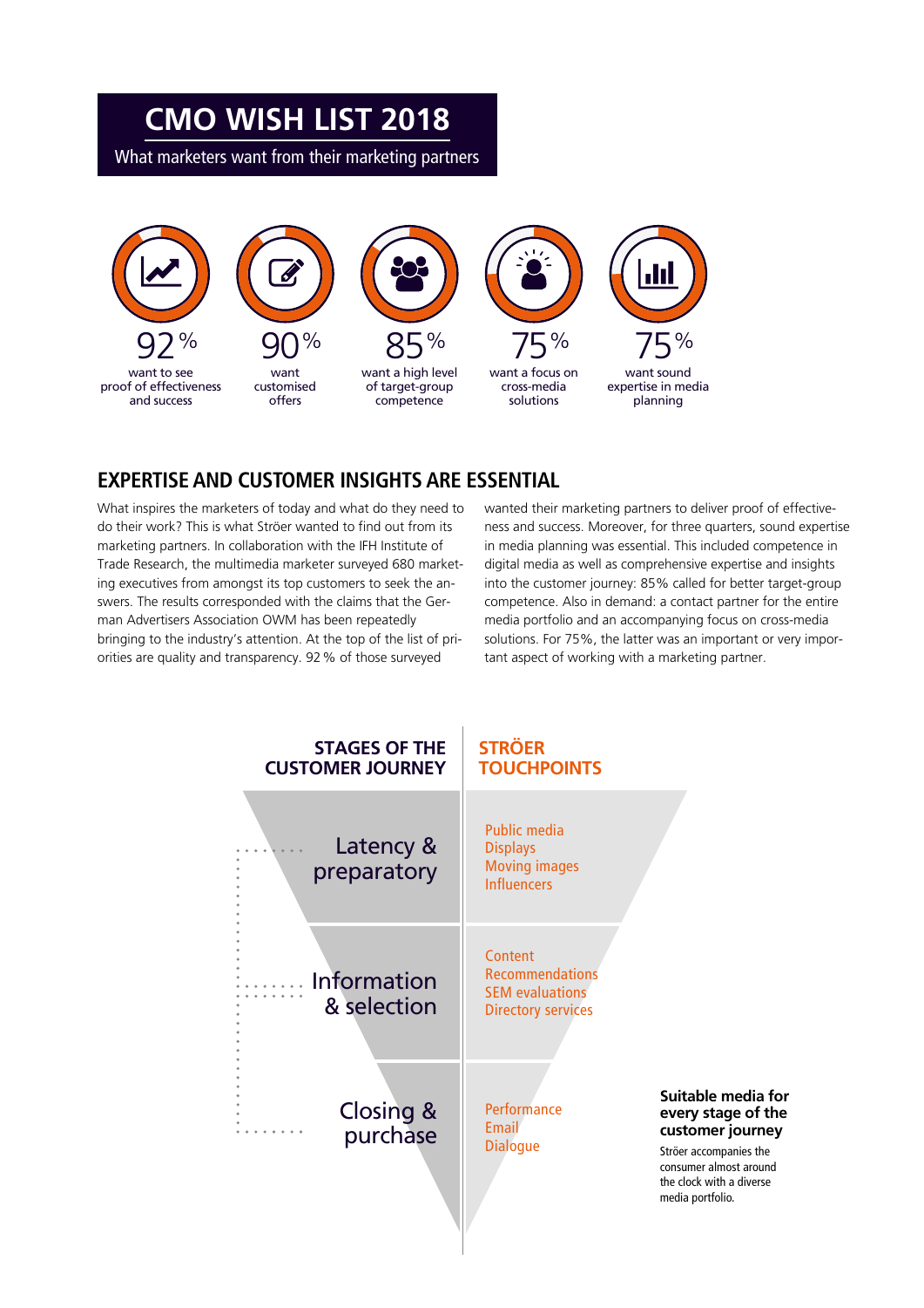# CMO WISH LIST 2018

What marketers want from their marketing partners

- **92 %** want to see proof of effectiveness and success
- **90 %** want customised offers
- **85 %** want a high level of target-group competence
- **75 %** want a focus on cross-media solutions
- **75 %** want sound expertise in media planning

## EXPERTISE AND CUSTOMER INSIGHTS ARE ESSENTIAL

What inspires the marketers of today and what do they need to do their work? This is what Ströer wanted to find out from its marketing partners. In collaboration with the IFH Institute of Trade Research, the multimedia marketer surveyed 680 marketing executives from amongst its top customers to seek the answers. The results corresponded with the claims that the German Advertisers Association OWM has been repeatedly bringing to the industry's attention. At the top of the list of priorities are quality and transparency. 92 % of those surveyed wanted their marketing partners to deliver proof of effectiveness and success. Moreover, for three quarters, sound expertise in media planning was essential. This included competence in digital media as well as comprehensive expertise and insights into the customer journey: 85% called for better target-group competence. Also in demand: a contact partner for the entire media portfolio and an accompanying focus on cross-media solutions. For 75%, the latter was an important or very important aspect of working with a marketing partner.

| STAGES OF THE CUSTOMER JOURNEY | STRÖER TOUCHPOINTS |
|---|---|
| Latency & preparatory | Public media<br>Displays<br>Moving images<br>Influencers |
| Information & selection | Content<br>Recommendations<br>SEM evaluations<br>Directory services |
| Closing & purchase | Performance<br>Email<br>Dialogue |

**Suitable media for every stage of the customer journey**

Ströer accompanies the consumer almost around the clock with a diverse media portfolio.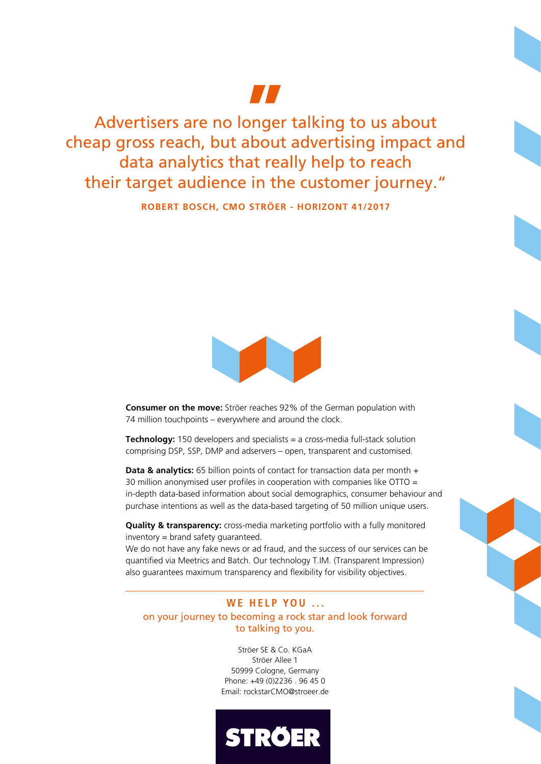> "Advertisers are no longer talking to us about cheap gross reach, but about advertising impact and data analytics that really help to reach their target audience in the customer journey."

**ROBERT BOSCH, CMO STRÖER - HORIZONT 41/2017**

**Consumer on the move:** Ströer reaches 92% of the German population with 74 million touchpoints – everywhere and around the clock.

**Technology:** 150 developers and specialists = a cross-media full-stack solution comprising DSP, SSP, DMP and adservers – open, transparent and customised.

**Data & analytics:** 65 billion points of contact for transaction data per month + 30 million anonymised user profiles in cooperation with companies like OTTO = in-depth data-based information about social demographics, consumer behaviour and purchase intentions as well as the data-based targeting of 50 million unique users.

**Quality & transparency:** cross-media marketing portfolio with a fully monitored inventory = brand safety guaranteed.
We do not have any fake news or ad fraud, and the success of our services can be quantified via Meetrics and Batch. Our technology T.IM. (Transparent Impression) also guarantees maximum transparency and flexibility for visibility objectives.

---

## WE HELP YOU ...

on your journey to becoming a rock star and look forward to talking to you.

Ströer SE & Co. KGaA
Ströer Allee 1
50999 Cologne, Germany
Phone: +49 (0)2236 . 96 45 0
Email: rockstarCMO@stroeer.de

STRÖER